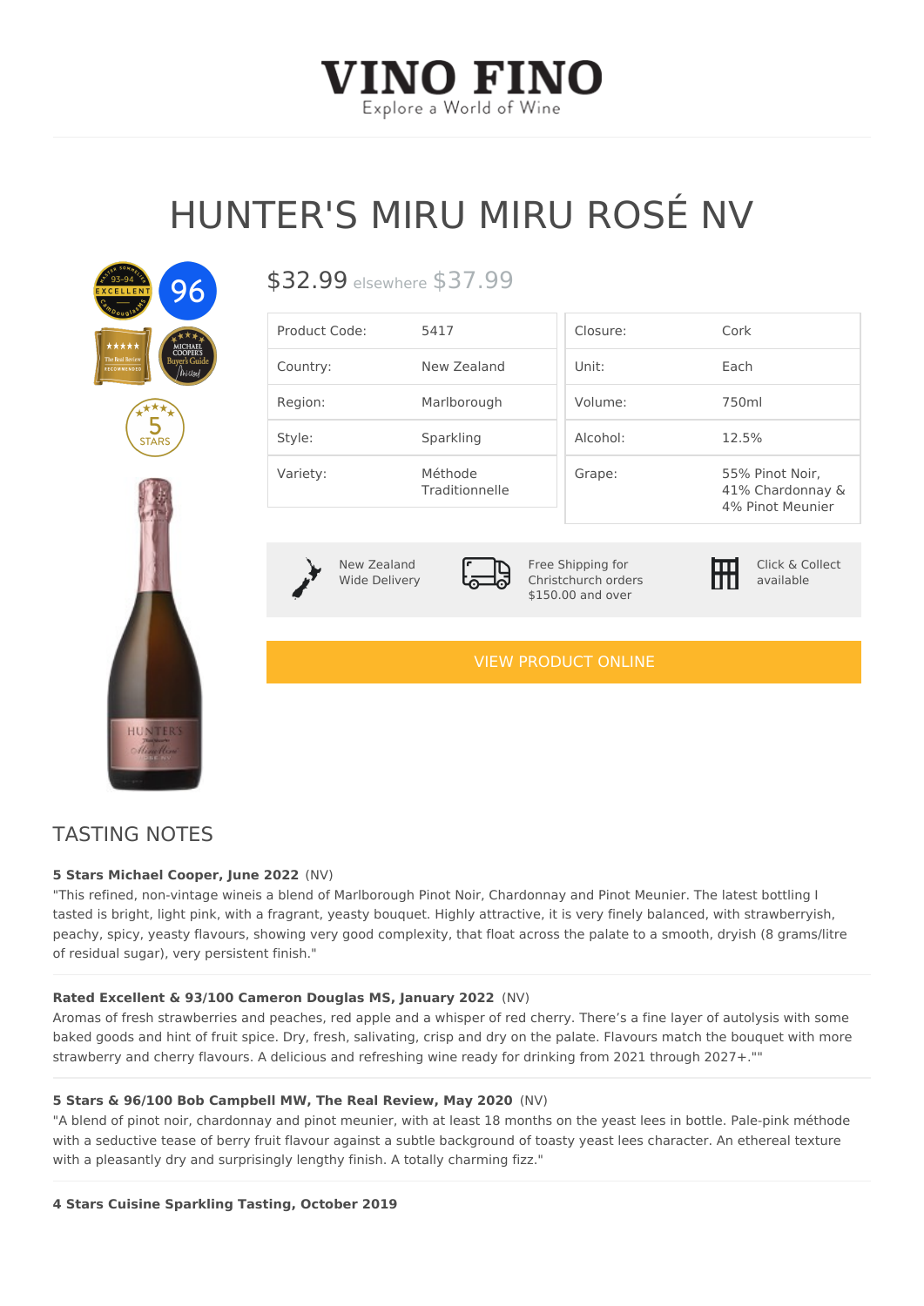# VINO FINO

Explore a World of Wine

# HUNTER'S MIRU MIRU ROSÉ NV

$32.99 elsewhere $37.99

| Product Code: | 5417 |
|---|---|
| Country: | New Zealand |
| Region: | Marlborough |
| Style: | Sparkling |
| Variety: | Méthode Traditionnelle |

| Closure: | Cork |
|---|---|
| Unit: | Each |
| Volume: | 750ml |
| Alcohol: | 12.5% |
| Grape: | 55% Pinot Noir, 41% Chardonnay & 4% Pinot Meunier |

New Zealand Wide Delivery

Free Shipping for Christchurch orders $150.00 and over

Click & Collect available

VIEW PRODUCT ONLINE

## TASTING NOTES

**5 Stars Michael Cooper, June 2022** (NV)

"This refined, non-vintage wineis a blend of Marlborough Pinot Noir, Chardonnay and Pinot Meunier. The latest bottling I tasted is bright, light pink, with a fragrant, yeasty bouquet. Highly attractive, it is very finely balanced, with strawberryish, peachy, spicy, yeasty flavours, showing very good complexity, that float across the palate to a smooth, dryish (8 grams/litre of residual sugar), very persistent finish."

**Rated Excellent & 93/100 Cameron Douglas MS, January 2022** (NV)

Aromas of fresh strawberries and peaches, red apple and a whisper of red cherry. There's a fine layer of autolysis with some baked goods and hint of fruit spice. Dry, fresh, salivating, crisp and dry on the palate. Flavours match the bouquet with more strawberry and cherry flavours. A delicious and refreshing wine ready for drinking from 2021 through 2027+.""

**5 Stars & 96/100 Bob Campbell MW, The Real Review, May 2020** (NV)

"A blend of pinot noir, chardonnay and pinot meunier, with at least 18 months on the yeast lees in bottle. Pale-pink méthode with a seductive tease of berry fruit flavour against a subtle background of toasty yeast lees character. An ethereal texture with a pleasantly dry and surprisingly lengthy finish. A totally charming fizz."

**4 Stars Cuisine Sparkling Tasting, October 2019**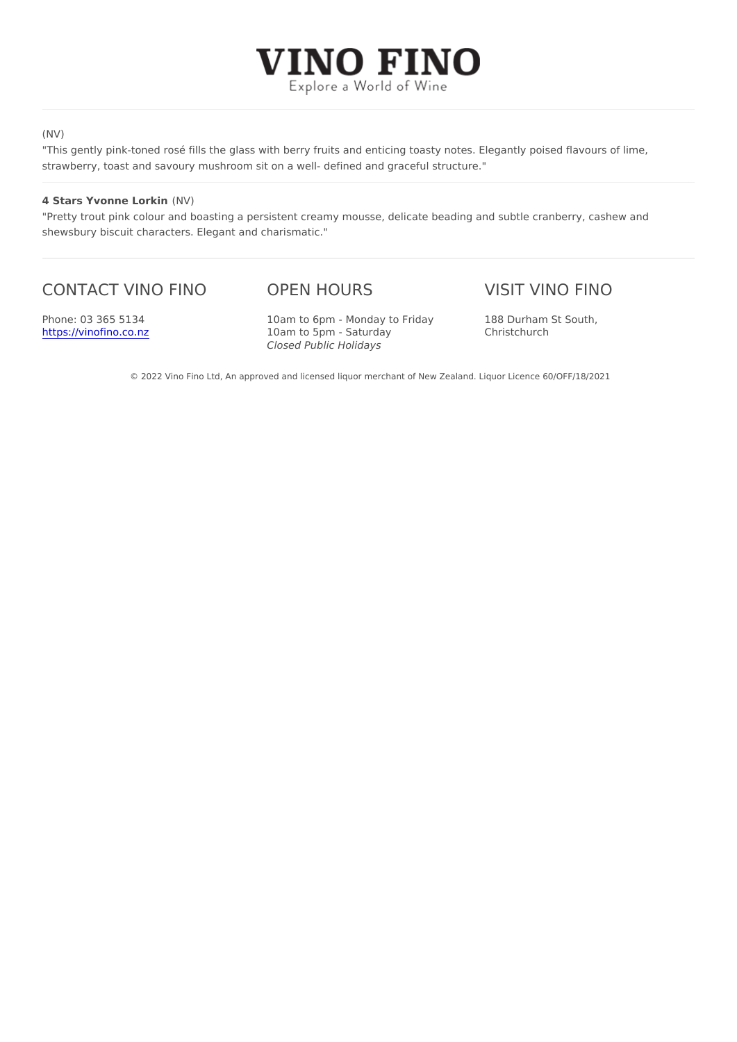# VINO FINO

Explore a World of Wine

(NV)
"This gently pink-toned rosé fills the glass with berry fruits and enticing toasty notes. Elegantly poised flavours of lime, strawberry, toast and savoury mushroom sit on a well- defined and graceful structure."

**4 Stars Yvonne Lorkin** (NV)
"Pretty trout pink colour and boasting a persistent creamy mousse, delicate beading and subtle cranberry, cashew and shewsbury biscuit characters. Elegant and charismatic."

## CONTACT VINO FINO

Phone: 03 365 5134
[https://vinofino.co.nz](https://vinofino.co.nz)

## OPEN HOURS

10am to 6pm - Monday to Friday
10am to 5pm - Saturday
*Closed Public Holidays*

## VISIT VINO FINO

188 Durham St South,
Christchurch

© 2022 Vino Fino Ltd, An approved and licensed liquor merchant of New Zealand. Liquor Licence 60/OFF/18/2021